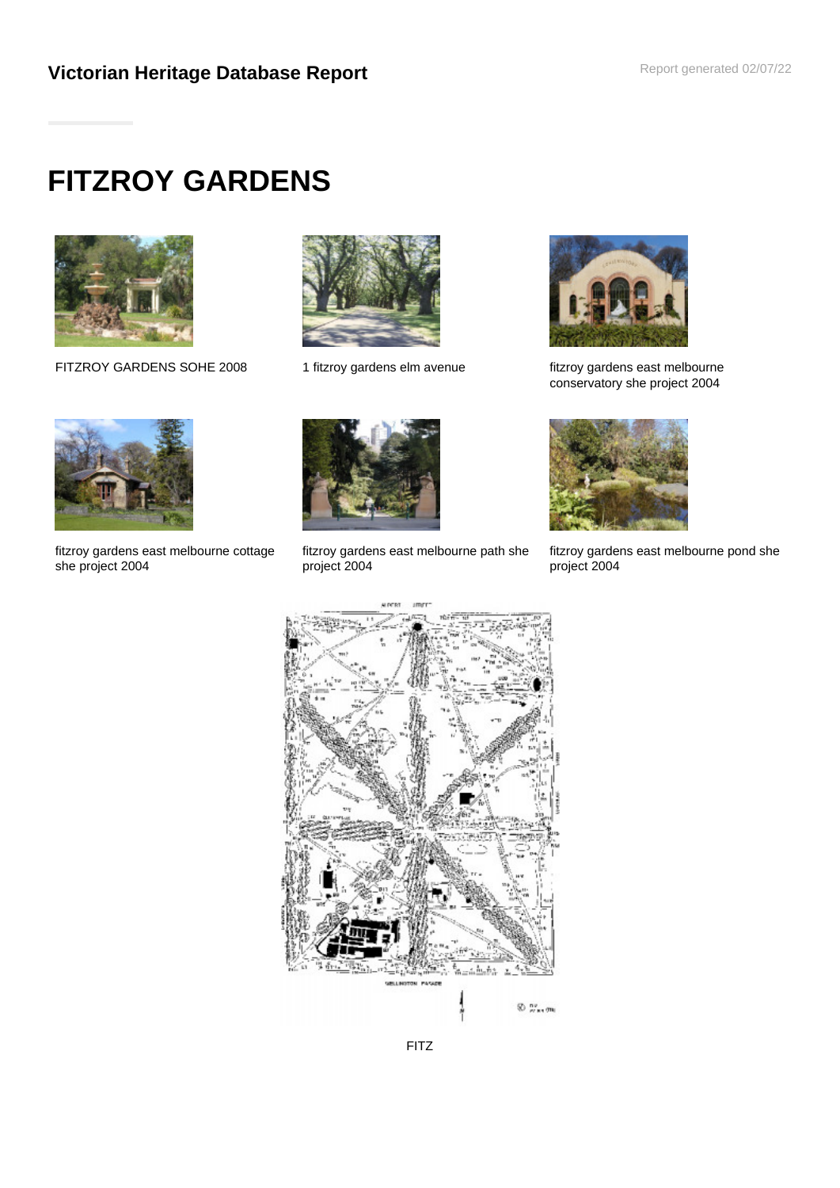# FITZROY GARDENS

FITZROY GARDENS SOHE 2008

1 fitzroy gardens elm avenue

fitzroy gardens east melbourne conservatory she project 2004

fitzroy gardens east melbourne cottage she project 2004

fitzroy gardens east melbourne path she project 2004

fitzroy gardens east melbourne pond she project 2004

FITZ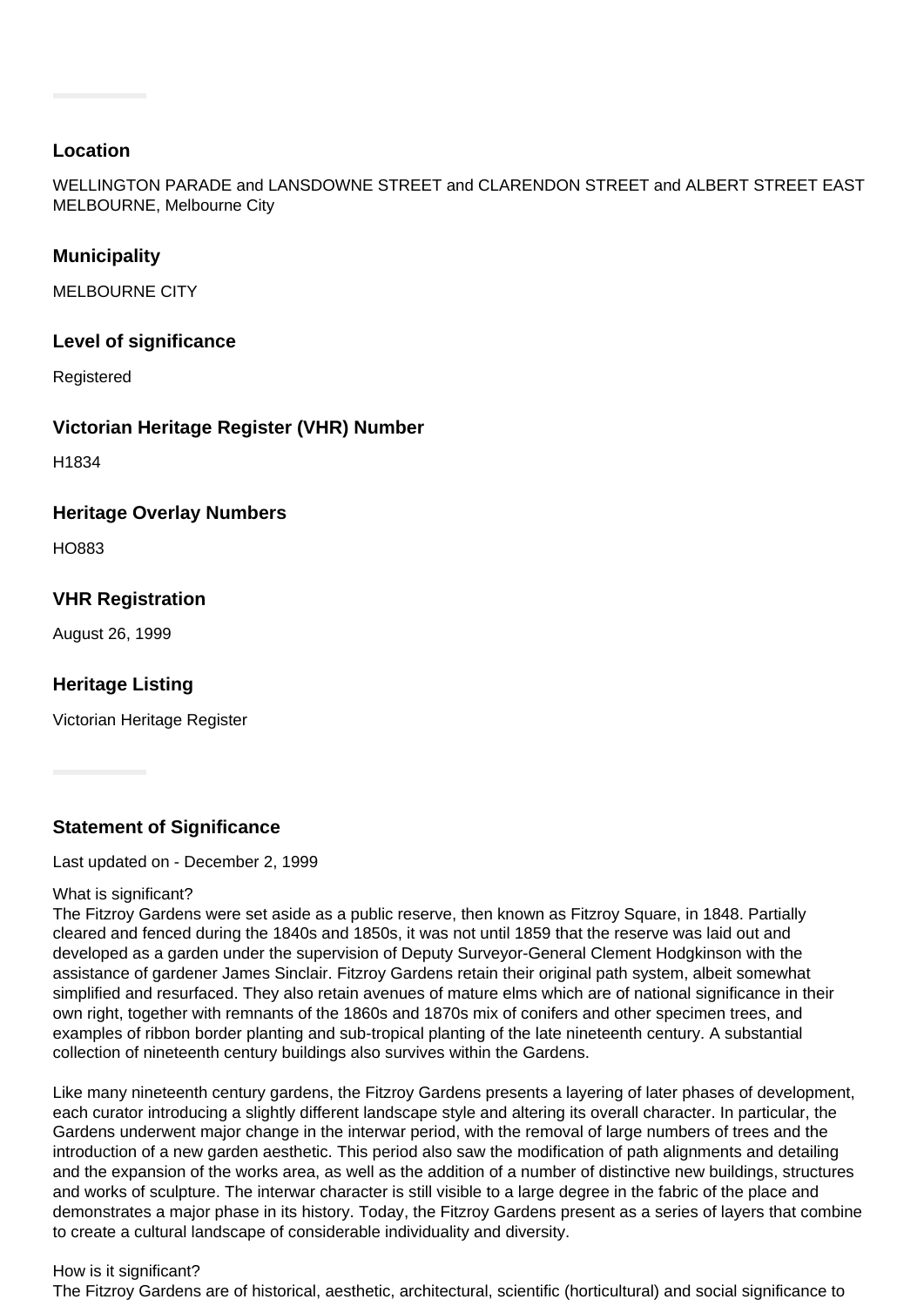### Location

WELLINGTON PARADE and LANSDOWNE STREET and CLARENDON STREET and ALBERT STREET EAST MELBOURNE, Melbourne City

### Municipality

MELBOURNE CITY

### Level of significance

Registered

### Victorian Heritage Register (VHR) Number

H1834

### Heritage Overlay Numbers

HO883

### VHR Registration

August 26, 1999

### Heritage Listing

Victorian Heritage Register

### Statement of Significance

Last updated on - December 2, 1999

What is significant?
The Fitzroy Gardens were set aside as a public reserve, then known as Fitzroy Square, in 1848. Partially cleared and fenced during the 1840s and 1850s, it was not until 1859 that the reserve was laid out and developed as a garden under the supervision of Deputy Surveyor-General Clement Hodgkinson with the assistance of gardener James Sinclair. Fitzroy Gardens retain their original path system, albeit somewhat simplified and resurfaced. They also retain avenues of mature elms which are of national significance in their own right, together with remnants of the 1860s and 1870s mix of conifers and other specimen trees, and examples of ribbon border planting and sub-tropical planting of the late nineteenth century. A substantial collection of nineteenth century buildings also survives within the Gardens.

Like many nineteenth century gardens, the Fitzroy Gardens presents a layering of later phases of development, each curator introducing a slightly different landscape style and altering its overall character. In particular, the Gardens underwent major change in the interwar period, with the removal of large numbers of trees and the introduction of a new garden aesthetic. This period also saw the modification of path alignments and detailing and the expansion of the works area, as well as the addition of a number of distinctive new buildings, structures and works of sculpture. The interwar character is still visible to a large degree in the fabric of the place and demonstrates a major phase in its history. Today, the Fitzroy Gardens present as a series of layers that combine to create a cultural landscape of considerable individuality and diversity.

How is it significant?
The Fitzroy Gardens are of historical, aesthetic, architectural, scientific (horticultural) and social significance to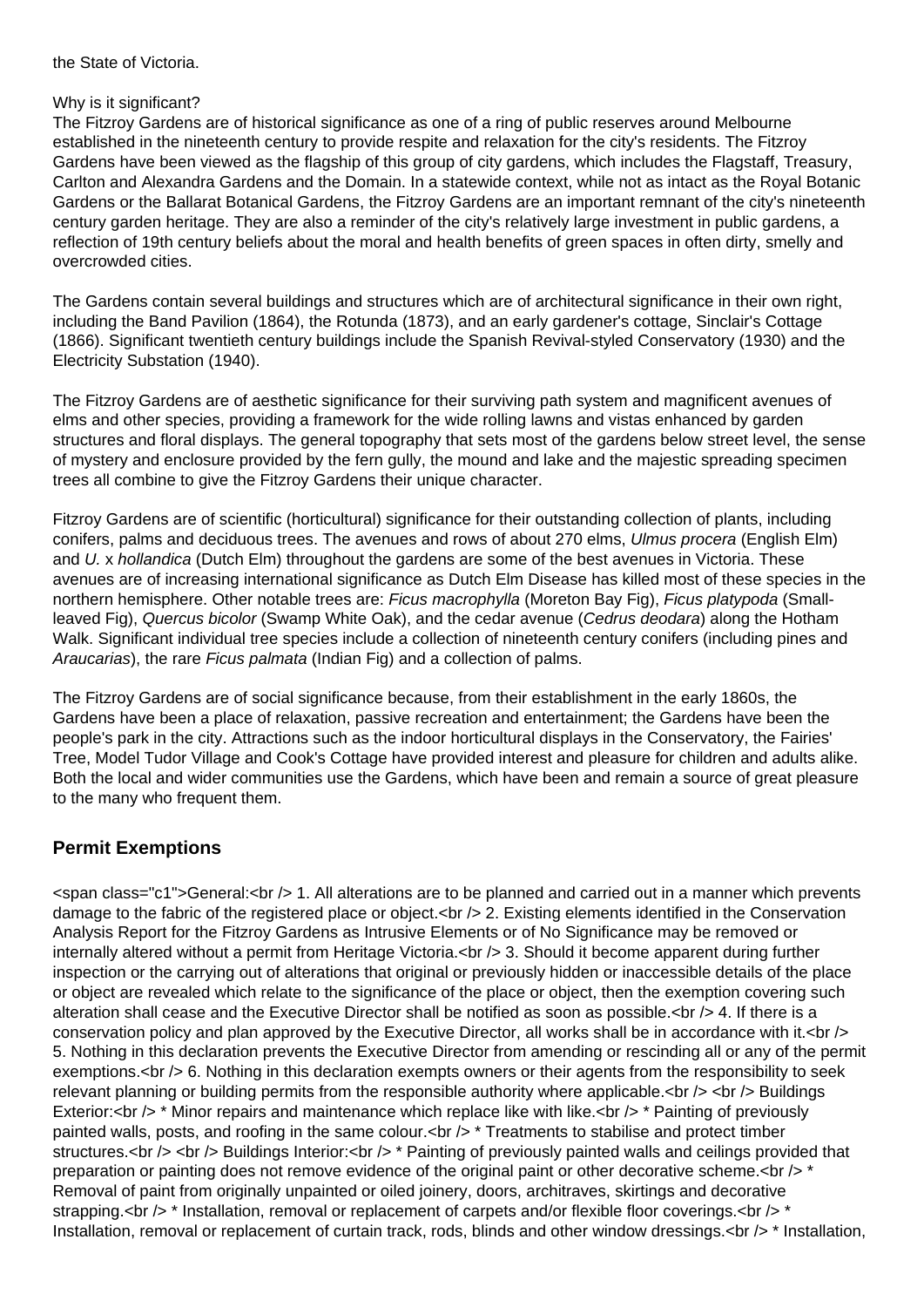the State of Victoria.

Why is it significant?
The Fitzroy Gardens are of historical significance as one of a ring of public reserves around Melbourne established in the nineteenth century to provide respite and relaxation for the city's residents. The Fitzroy Gardens have been viewed as the flagship of this group of city gardens, which includes the Flagstaff, Treasury, Carlton and Alexandra Gardens and the Domain. In a statewide context, while not as intact as the Royal Botanic Gardens or the Ballarat Botanical Gardens, the Fitzroy Gardens are an important remnant of the city's nineteenth century garden heritage. They are also a reminder of the city's relatively large investment in public gardens, a reflection of 19th century beliefs about the moral and health benefits of green spaces in often dirty, smelly and overcrowded cities.

The Gardens contain several buildings and structures which are of architectural significance in their own right, including the Band Pavilion (1864), the Rotunda (1873), and an early gardener's cottage, Sinclair's Cottage (1866). Significant twentieth century buildings include the Spanish Revival-styled Conservatory (1930) and the Electricity Substation (1940).

The Fitzroy Gardens are of aesthetic significance for their surviving path system and magnificent avenues of elms and other species, providing a framework for the wide rolling lawns and vistas enhanced by garden structures and floral displays. The general topography that sets most of the gardens below street level, the sense of mystery and enclosure provided by the fern gully, the mound and lake and the majestic spreading specimen trees all combine to give the Fitzroy Gardens their unique character.

Fitzroy Gardens are of scientific (horticultural) significance for their outstanding collection of plants, including conifers, palms and deciduous trees. The avenues and rows of about 270 elms, *Ulmus procera* (English Elm) and *U.* x *hollandica* (Dutch Elm) throughout the gardens are some of the best avenues in Victoria. These avenues are of increasing international significance as Dutch Elm Disease has killed most of these species in the northern hemisphere. Other notable trees are: *Ficus macrophylla* (Moreton Bay Fig), *Ficus platypoda* (Small-leaved Fig), *Quercus bicolor* (Swamp White Oak), and the cedar avenue (*Cedrus deodara*) along the Hotham Walk. Significant individual tree species include a collection of nineteenth century conifers (including pines and *Araucarias*), the rare *Ficus palmata* (Indian Fig) and a collection of palms.

The Fitzroy Gardens are of social significance because, from their establishment in the early 1860s, the Gardens have been a place of relaxation, passive recreation and entertainment; the Gardens have been the people's park in the city. Attractions such as the indoor horticultural displays in the Conservatory, the Fairies' Tree, Model Tudor Village and Cook's Cottage have provided interest and pleasure for children and adults alike. Both the local and wider communities use the Gardens, which have been and remain a source of great pleasure to the many who frequent them.

## Permit Exemptions

<span class="c1">General:<br /> 1. All alterations are to be planned and carried out in a manner which prevents damage to the fabric of the registered place or object.<br /> 2. Existing elements identified in the Conservation Analysis Report for the Fitzroy Gardens as Intrusive Elements or of No Significance may be removed or internally altered without a permit from Heritage Victoria.<br /> 3. Should it become apparent during further inspection or the carrying out of alterations that original or previously hidden or inaccessible details of the place or object are revealed which relate to the significance of the place or object, then the exemption covering such alteration shall cease and the Executive Director shall be notified as soon as possible.<br /> 4. If there is a conservation policy and plan approved by the Executive Director, all works shall be in accordance with it.<br /> 5. Nothing in this declaration prevents the Executive Director from amending or rescinding all or any of the permit exemptions.<br /> 6. Nothing in this declaration exempts owners or their agents from the responsibility to seek relevant planning or building permits from the responsible authority where applicable.<br /> <br /> Buildings Exterior:<br /> * Minor repairs and maintenance which replace like with like.<br /> * Painting of previously painted walls, posts, and roofing in the same colour.<br /> * Treatments to stabilise and protect timber structures.<br /> <br /> Buildings Interior:<br /> * Painting of previously painted walls and ceilings provided that preparation or painting does not remove evidence of the original paint or other decorative scheme.<br /> * Removal of paint from originally unpainted or oiled joinery, doors, architraves, skirtings and decorative strapping.<br /> * Installation, removal or replacement of carpets and/or flexible floor coverings.<br /> * Installation, removal or replacement of curtain track, rods, blinds and other window dressings.<br /> * Installation,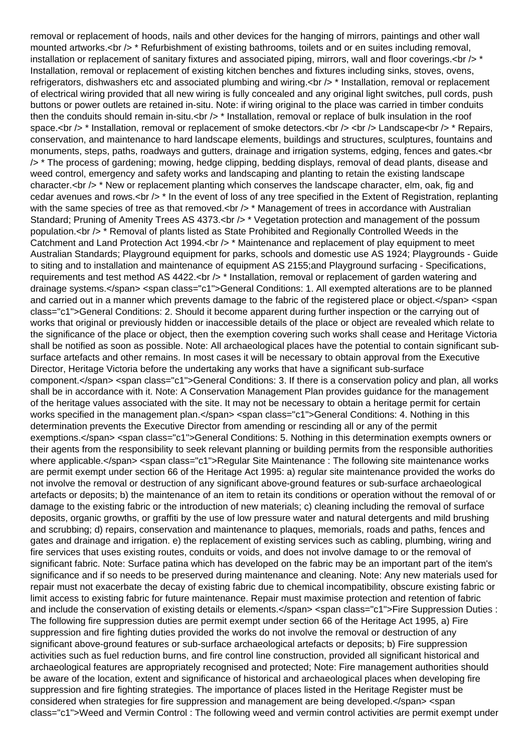removal or replacement of hoods, nails and other devices for the hanging of mirrors, paintings and other wall mounted artworks.<br /> * Refurbishment of existing bathrooms, toilets and or en suites including removal, installation or replacement of sanitary fixtures and associated piping, mirrors, wall and floor coverings.<br /> * Installation, removal or replacement of existing kitchen benches and fixtures including sinks, stoves, ovens, refrigerators, dishwashers etc and associated plumbing and wiring.<br /> * Installation, removal or replacement of electrical wiring provided that all new wiring is fully concealed and any original light switches, pull cords, push buttons or power outlets are retained in-situ. Note: if wiring original to the place was carried in timber conduits then the conduits should remain in-situ.<br /> * Installation, removal or replace of bulk insulation in the roof space.<br /> * Installation, removal or replacement of smoke detectors.<br /> <br /> Landscape<br /> * Repairs, conservation, and maintenance to hard landscape elements, buildings and structures, sculptures, fountains and monuments, steps, paths, roadways and gutters, drainage and irrigation systems, edging, fences and gates.<br /> * The process of gardening; mowing, hedge clipping, bedding displays, removal of dead plants, disease and weed control, emergency and safety works and landscaping and planting to retain the existing landscape character.<br /> * New or replacement planting which conserves the landscape character, elm, oak, fig and cedar avenues and rows.<br /> * In the event of loss of any tree specified in the Extent of Registration, replanting with the same species of tree as that removed.<br /> * Management of trees in accordance with Australian Standard; Pruning of Amenity Trees AS 4373.<br /> * Vegetation protection and management of the possum population.<br /> * Removal of plants listed as State Prohibited and Regionally Controlled Weeds in the Catchment and Land Protection Act 1994.<br /> * Maintenance and replacement of play equipment to meet Australian Standards; Playground equipment for parks, schools and domestic use AS 1924; Playgrounds - Guide to siting and to installation and maintenance of equipment AS 2155;and Playground surfacing - Specifications, requirements and test method AS 4422.<br /> * Installation, removal or replacement of garden watering and drainage systems.</span> <span class="c1">General Conditions: 1. All exempted alterations are to be planned and carried out in a manner which prevents damage to the fabric of the registered place or object.</span> <span class="c1">General Conditions: 2. Should it become apparent during further inspection or the carrying out of works that original or previously hidden or inaccessible details of the place or object are revealed which relate to the significance of the place or object, then the exemption covering such works shall cease and Heritage Victoria shall be notified as soon as possible. Note: All archaeological places have the potential to contain significant sub-surface artefacts and other remains. In most cases it will be necessary to obtain approval from the Executive Director, Heritage Victoria before the undertaking any works that have a significant sub-surface component.</span> <span class="c1">General Conditions: 3. If there is a conservation policy and plan, all works shall be in accordance with it. Note: A Conservation Management Plan provides guidance for the management of the heritage values associated with the site. It may not be necessary to obtain a heritage permit for certain works specified in the management plan.</span> <span class="c1">General Conditions: 4. Nothing in this determination prevents the Executive Director from amending or rescinding all or any of the permit exemptions.</span> <span class="c1">General Conditions: 5. Nothing in this determination exempts owners or their agents from the responsibility to seek relevant planning or building permits from the responsible authorities where applicable.</span> <span class="c1">Regular Site Maintenance : The following site maintenance works are permit exempt under section 66 of the Heritage Act 1995: a) regular site maintenance provided the works do not involve the removal or destruction of any significant above-ground features or sub-surface archaeological artefacts or deposits; b) the maintenance of an item to retain its conditions or operation without the removal of or damage to the existing fabric or the introduction of new materials; c) cleaning including the removal of surface deposits, organic growths, or graffiti by the use of low pressure water and natural detergents and mild brushing and scrubbing; d) repairs, conservation and maintenance to plaques, memorials, roads and paths, fences and gates and drainage and irrigation. e) the replacement of existing services such as cabling, plumbing, wiring and fire services that uses existing routes, conduits or voids, and does not involve damage to or the removal of significant fabric. Note: Surface patina which has developed on the fabric may be an important part of the item's significance and if so needs to be preserved during maintenance and cleaning. Note: Any new materials used for repair must not exacerbate the decay of existing fabric due to chemical incompatibility, obscure existing fabric or limit access to existing fabric for future maintenance. Repair must maximise protection and retention of fabric and include the conservation of existing details or elements.</span> <span class="c1">Fire Suppression Duties : The following fire suppression duties are permit exempt under section 66 of the Heritage Act 1995, a) Fire suppression and fire fighting duties provided the works do not involve the removal or destruction of any significant above-ground features or sub-surface archaeological artefacts or deposits; b) Fire suppression activities such as fuel reduction burns, and fire control line construction, provided all significant historical and archaeological features are appropriately recognised and protected; Note: Fire management authorities should be aware of the location, extent and significance of historical and archaeological places when developing fire suppression and fire fighting strategies. The importance of places listed in the Heritage Register must be considered when strategies for fire suppression and management are being developed.</span> <span class="c1">Weed and Vermin Control : The following weed and vermin control activities are permit exempt under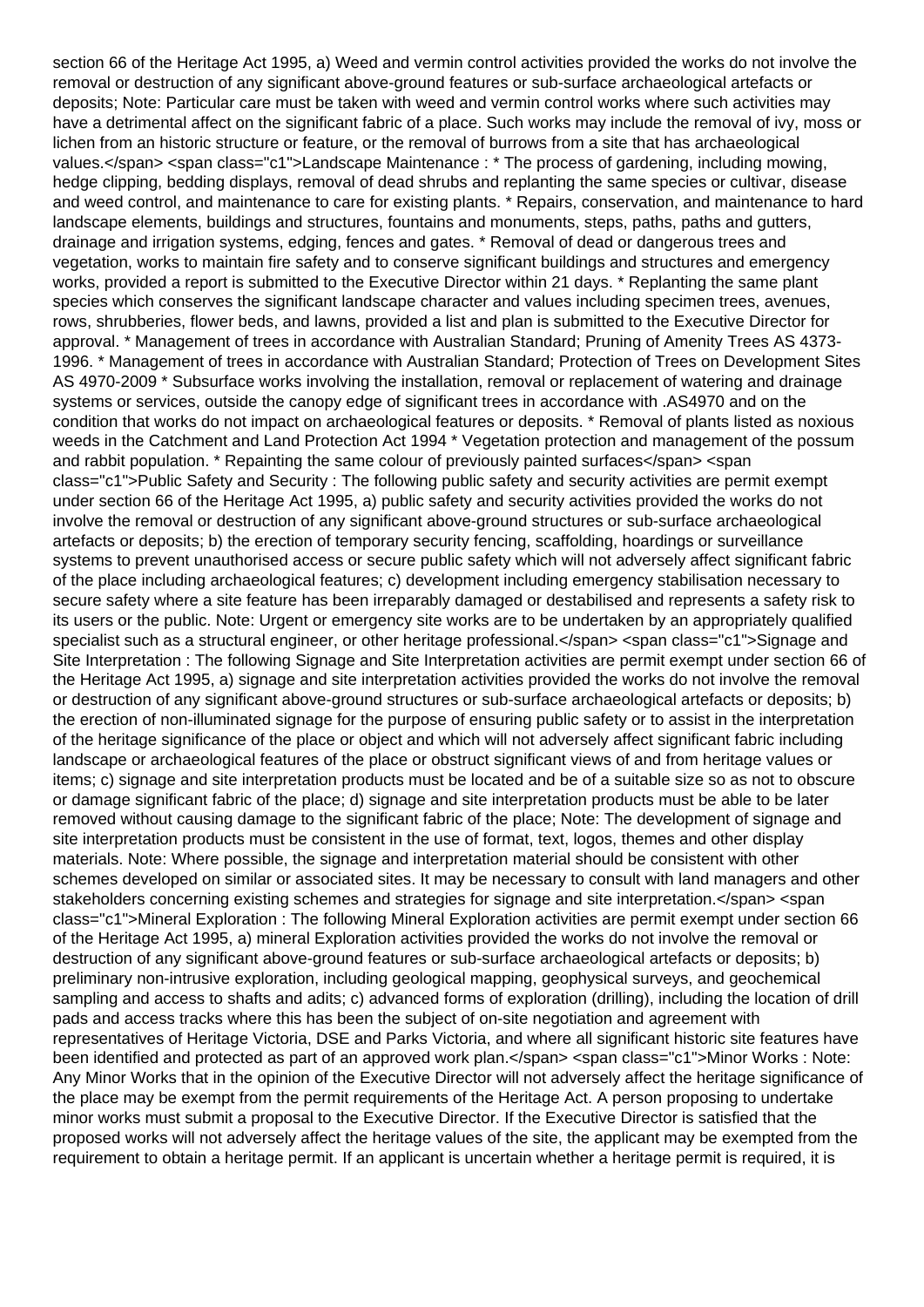section 66 of the Heritage Act 1995, a) Weed and vermin control activities provided the works do not involve the removal or destruction of any significant above-ground features or sub-surface archaeological artefacts or deposits; Note: Particular care must be taken with weed and vermin control works where such activities may have a detrimental affect on the significant fabric of a place. Such works may include the removal of ivy, moss or lichen from an historic structure or feature, or the removal of burrows from a site that has archaeological values.</span> <span class="c1">Landscape Maintenance : * The process of gardening, including mowing, hedge clipping, bedding displays, removal of dead shrubs and replanting the same species or cultivar, disease and weed control, and maintenance to care for existing plants. * Repairs, conservation, and maintenance to hard landscape elements, buildings and structures, fountains and monuments, steps, paths, paths and gutters, drainage and irrigation systems, edging, fences and gates. * Removal of dead or dangerous trees and vegetation, works to maintain fire safety and to conserve significant buildings and structures and emergency works, provided a report is submitted to the Executive Director within 21 days. * Replanting the same plant species which conserves the significant landscape character and values including specimen trees, avenues, rows, shrubberies, flower beds, and lawns, provided a list and plan is submitted to the Executive Director for approval. * Management of trees in accordance with Australian Standard; Pruning of Amenity Trees AS 4373-1996. * Management of trees in accordance with Australian Standard; Protection of Trees on Development Sites AS 4970-2009 * Subsurface works involving the installation, removal or replacement of watering and drainage systems or services, outside the canopy edge of significant trees in accordance with .AS4970 and on the condition that works do not impact on archaeological features or deposits. * Removal of plants listed as noxious weeds in the Catchment and Land Protection Act 1994 * Vegetation protection and management of the possum and rabbit population. * Repainting the same colour of previously painted surfaces</span> <span class="c1">Public Safety and Security : The following public safety and security activities are permit exempt under section 66 of the Heritage Act 1995, a) public safety and security activities provided the works do not involve the removal or destruction of any significant above-ground structures or sub-surface archaeological artefacts or deposits; b) the erection of temporary security fencing, scaffolding, hoardings or surveillance systems to prevent unauthorised access or secure public safety which will not adversely affect significant fabric of the place including archaeological features; c) development including emergency stabilisation necessary to secure safety where a site feature has been irreparably damaged or destabilised and represents a safety risk to its users or the public. Note: Urgent or emergency site works are to be undertaken by an appropriately qualified specialist such as a structural engineer, or other heritage professional.</span> <span class="c1">Signage and Site Interpretation : The following Signage and Site Interpretation activities are permit exempt under section 66 of the Heritage Act 1995, a) signage and site interpretation activities provided the works do not involve the removal or destruction of any significant above-ground structures or sub-surface archaeological artefacts or deposits; b) the erection of non-illuminated signage for the purpose of ensuring public safety or to assist in the interpretation of the heritage significance of the place or object and which will not adversely affect significant fabric including landscape or archaeological features of the place or obstruct significant views of and from heritage values or items; c) signage and site interpretation products must be located and be of a suitable size so as not to obscure or damage significant fabric of the place; d) signage and site interpretation products must be able to be later removed without causing damage to the significant fabric of the place; Note: The development of signage and site interpretation products must be consistent in the use of format, text, logos, themes and other display materials. Note: Where possible, the signage and interpretation material should be consistent with other schemes developed on similar or associated sites. It may be necessary to consult with land managers and other stakeholders concerning existing schemes and strategies for signage and site interpretation.</span> <span class="c1">Mineral Exploration : The following Mineral Exploration activities are permit exempt under section 66 of the Heritage Act 1995, a) mineral Exploration activities provided the works do not involve the removal or destruction of any significant above-ground features or sub-surface archaeological artefacts or deposits; b) preliminary non-intrusive exploration, including geological mapping, geophysical surveys, and geochemical sampling and access to shafts and adits; c) advanced forms of exploration (drilling), including the location of drill pads and access tracks where this has been the subject of on-site negotiation and agreement with representatives of Heritage Victoria, DSE and Parks Victoria, and where all significant historic site features have been identified and protected as part of an approved work plan.</span> <span class="c1">Minor Works : Note: Any Minor Works that in the opinion of the Executive Director will not adversely affect the heritage significance of the place may be exempt from the permit requirements of the Heritage Act. A person proposing to undertake minor works must submit a proposal to the Executive Director. If the Executive Director is satisfied that the proposed works will not adversely affect the heritage values of the site, the applicant may be exempted from the requirement to obtain a heritage permit. If an applicant is uncertain whether a heritage permit is required, it is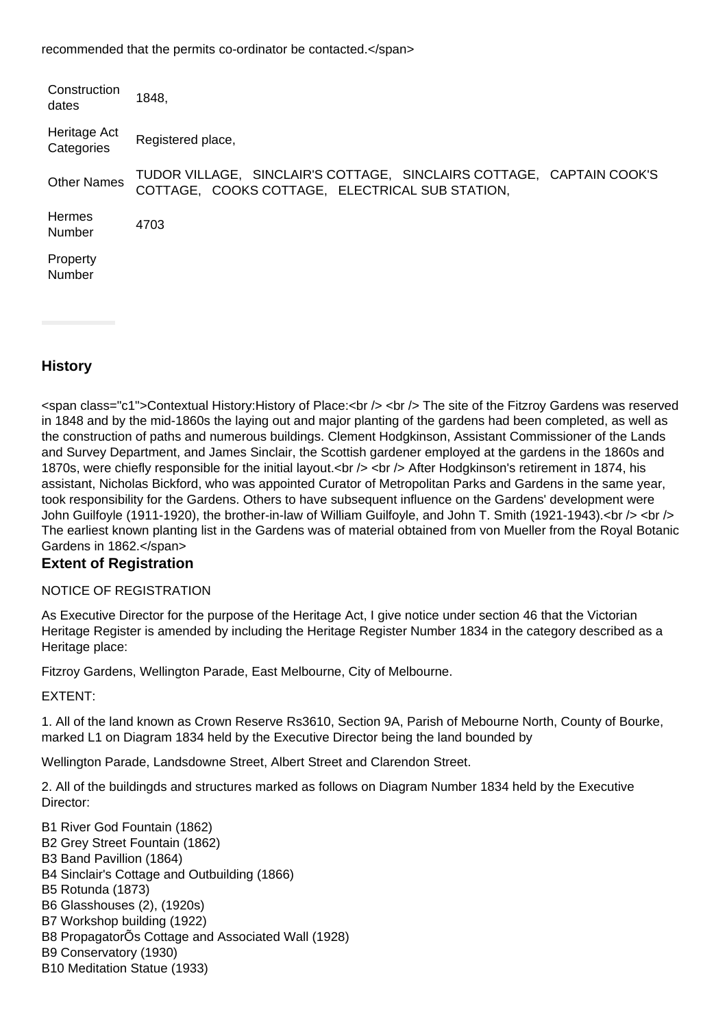recommended that the permits co-ordinator be contacted.</span>

| Construction dates | 1848, |
|---|---|
| Heritage Act Categories | Registered place, |
| Other Names | TUDOR VILLAGE, SINCLAIR'S COTTAGE, SINCLAIRS COTTAGE, CAPTAIN COOK'S COTTAGE, COOKS COTTAGE, ELECTRICAL SUB STATION, |
| Hermes Number | 4703 |
| Property Number | |

## History

<span class="c1">Contextual History:History of Place:<br /> <br /> The site of the Fitzroy Gardens was reserved in 1848 and by the mid-1860s the laying out and major planting of the gardens had been completed, as well as the construction of paths and numerous buildings. Clement Hodgkinson, Assistant Commissioner of the Lands and Survey Department, and James Sinclair, the Scottish gardener employed at the gardens in the 1860s and 1870s, were chiefly responsible for the initial layout.<br /> <br /> After Hodgkinson's retirement in 1874, his assistant, Nicholas Bickford, who was appointed Curator of Metropolitan Parks and Gardens in the same year, took responsibility for the Gardens. Others to have subsequent influence on the Gardens' development were John Guilfoyle (1911-1920), the brother-in-law of William Guilfoyle, and John T. Smith (1921-1943).<br /> <br /> The earliest known planting list in the Gardens was of material obtained from von Mueller from the Royal Botanic Gardens in 1862.</span>

## Extent of Registration

NOTICE OF REGISTRATION

As Executive Director for the purpose of the Heritage Act, I give notice under section 46 that the Victorian Heritage Register is amended by including the Heritage Register Number 1834 in the category described as a Heritage place:

Fitzroy Gardens, Wellington Parade, East Melbourne, City of Melbourne.

EXTENT:

1. All of the land known as Crown Reserve Rs3610, Section 9A, Parish of Mebourne North, County of Bourke, marked L1 on Diagram 1834 held by the Executive Director being the land bounded by

Wellington Parade, Landsdowne Street, Albert Street and Clarendon Street.

2. All of the buildingds and structures marked as follows on Diagram Number 1834 held by the Executive Director:

B1 River God Fountain (1862)
B2 Grey Street Fountain (1862)
B3 Band Pavillion (1864)
B4 Sinclair's Cottage and Outbuilding (1866)
B5 Rotunda (1873)
B6 Glasshouses (2), (1920s)
B7 Workshop building (1922)
B8 PropagatorÕs Cottage and Associated Wall (1928)
B9 Conservatory (1930)
B10 Meditation Statue (1933)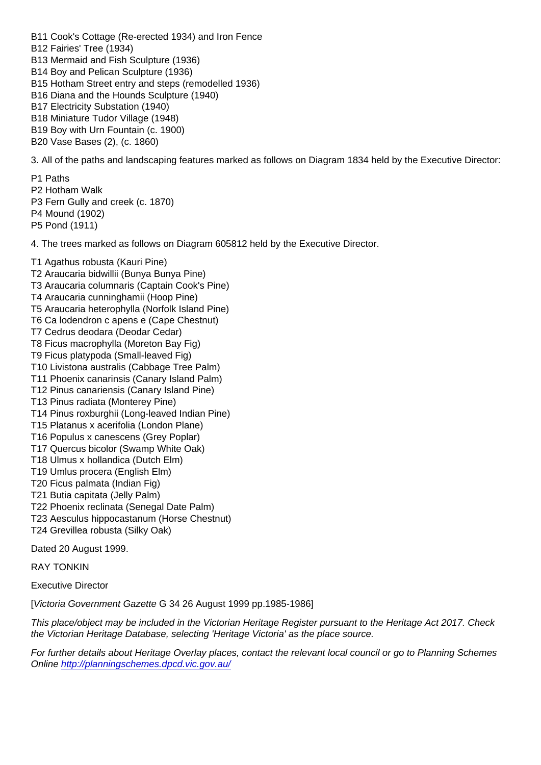B11 Cook's Cottage (Re-erected 1934) and Iron Fence
B12 Fairies' Tree (1934)
B13 Mermaid and Fish Sculpture (1936)
B14 Boy and Pelican Sculpture (1936)
B15 Hotham Street entry and steps (remodelled 1936)
B16 Diana and the Hounds Sculpture (1940)
B17 Electricity Substation (1940)
B18 Miniature Tudor Village (1948)
B19 Boy with Urn Fountain (c. 1900)
B20 Vase Bases (2), (c. 1860)

3. All of the paths and landscaping features marked as follows on Diagram 1834 held by the Executive Director:

P1 Paths
P2 Hotham Walk
P3 Fern Gully and creek (c. 1870)
P4 Mound (1902)
P5 Pond (1911)

4. The trees marked as follows on Diagram 605812 held by the Executive Director.

T1 Agathus robusta (Kauri Pine)
T2 Araucaria bidwillii (Bunya Bunya Pine)
T3 Araucaria columnaris (Captain Cook's Pine)
T4 Araucaria cunninghamii (Hoop Pine)
T5 Araucaria heterophylla (Norfolk Island Pine)
T6 Ca lodendron c apens e (Cape Chestnut)
T7 Cedrus deodara (Deodar Cedar)
T8 Ficus macrophylla (Moreton Bay Fig)
T9 Ficus platypoda (Small-leaved Fig)
T10 Livistona australis (Cabbage Tree Palm)
T11 Phoenix canarinsis (Canary Island Palm)
T12 Pinus canariensis (Canary Island Pine)
T13 Pinus radiata (Monterey Pine)
T14 Pinus roxburghii (Long-leaved Indian Pine)
T15 Platanus x acerifolia (London Plane)
T16 Populus x canescens (Grey Poplar)
T17 Quercus bicolor (Swamp White Oak)
T18 Ulmus x hollandica (Dutch Elm)
T19 Umlus procera (English Elm)
T20 Ficus palmata (Indian Fig)
T21 Butia capitata (Jelly Palm)
T22 Phoenix reclinata (Senegal Date Palm)
T23 Aesculus hippocastanum (Horse Chestnut)
T24 Grevillea robusta (Silky Oak)

Dated 20 August 1999.

RAY TONKIN

Executive Director

[*Victoria Government Gazette* G 34 26 August 1999 pp.1985-1986]

*This place/object may be included in the Victorian Heritage Register pursuant to the Heritage Act 2017. Check the Victorian Heritage Database, selecting 'Heritage Victoria' as the place source.*

*For further details about Heritage Overlay places, contact the relevant local council or go to Planning Schemes Online* http://planningschemes.dpcd.vic.gov.au/